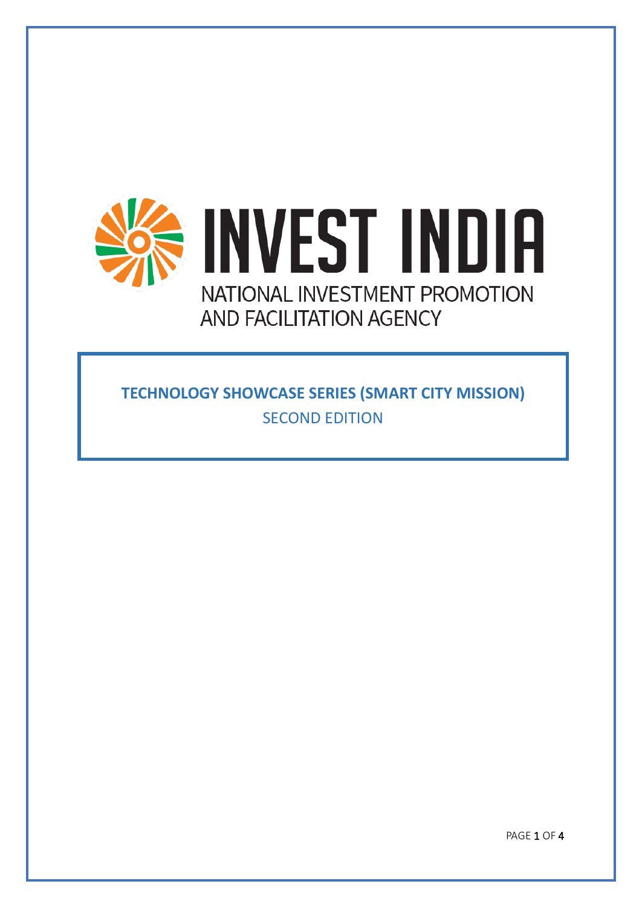# INVEST INDIA

NATIONAL INVESTMENT PROMOTION AND FACILITATION AGENCY

## TECHNOLOGY SHOWCASE SERIES (SMART CITY MISSION)

SECOND EDITION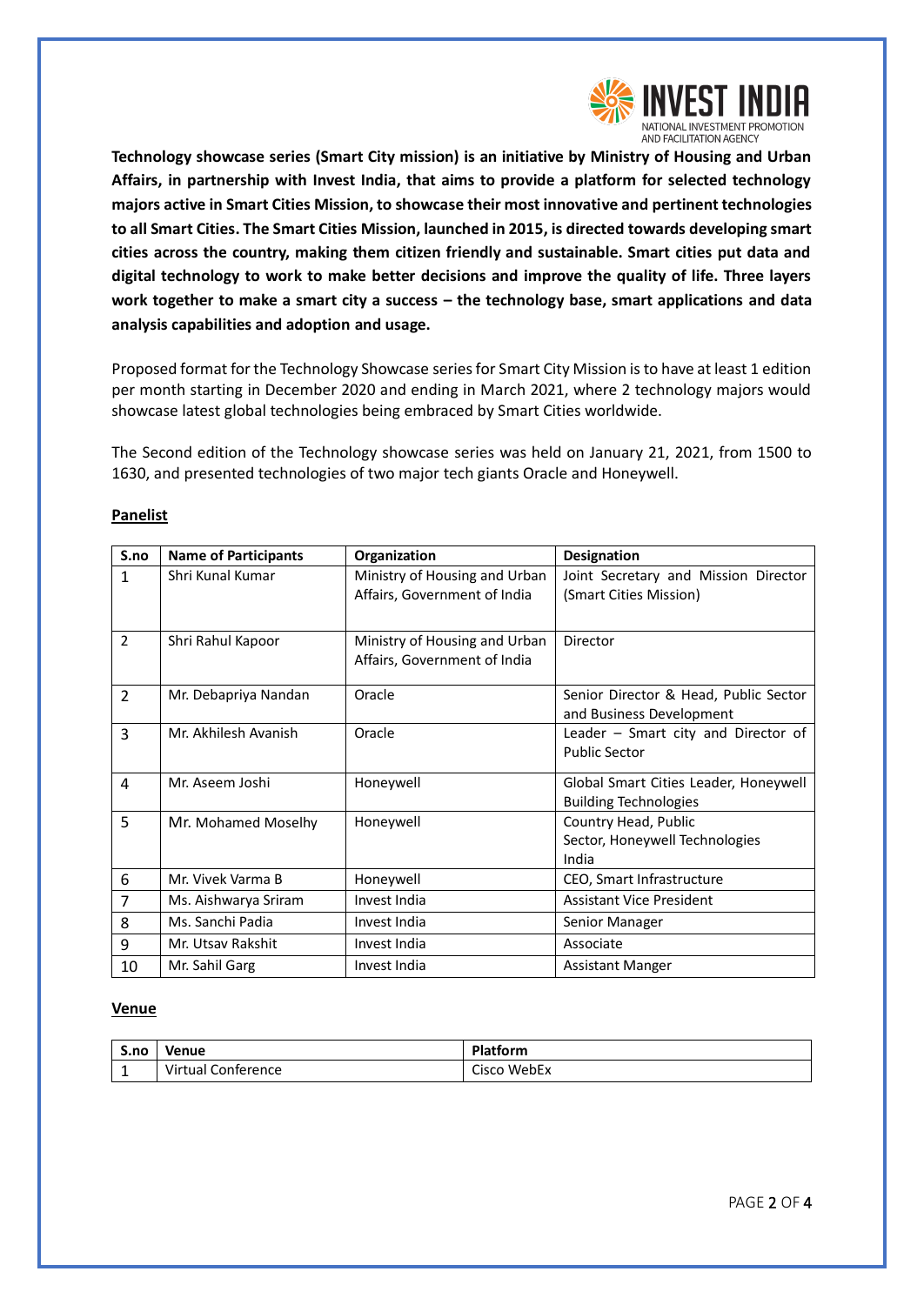**Technology showcase series (Smart City mission) is an initiative by Ministry of Housing and Urban Affairs, in partnership with Invest India, that aims to provide a platform for selected technology majors active in Smart Cities Mission, to showcase their most innovative and pertinent technologies to all Smart Cities. The Smart Cities Mission, launched in 2015, is directed towards developing smart cities across the country, making them citizen friendly and sustainable. Smart cities put data and digital technology to work to make better decisions and improve the quality of life. Three layers work together to make a smart city a success – the technology base, smart applications and data analysis capabilities and adoption and usage.**

Proposed format for the Technology Showcase series for Smart City Mission is to have at least 1 edition per month starting in December 2020 and ending in March 2021, where 2 technology majors would showcase latest global technologies being embraced by Smart Cities worldwide.

The Second edition of the Technology showcase series was held on January 21, 2021, from 1500 to 1630, and presented technologies of two major tech giants Oracle and Honeywell.

**Panelist**

| S.no | Name of Participants | Organization | Designation |
|---|---|---|---|
| 1 | Shri Kunal Kumar | Ministry of Housing and Urban Affairs, Government of India | Joint Secretary and Mission Director (Smart Cities Mission) |
| 2 | Shri Rahul Kapoor | Ministry of Housing and Urban Affairs, Government of India | Director |
| 2 | Mr. Debapriya Nandan | Oracle | Senior Director & Head, Public Sector and Business Development |
| 3 | Mr. Akhilesh Avanish | Oracle | Leader – Smart city and Director of Public Sector |
| 4 | Mr. Aseem Joshi | Honeywell | Global Smart Cities Leader, Honeywell Building Technologies |
| 5 | Mr. Mohamed Moselhy | Honeywell | Country Head, Public Sector, Honeywell Technologies India |
| 6 | Mr. Vivek Varma B | Honeywell | CEO, Smart Infrastructure |
| 7 | Ms. Aishwarya Sriram | Invest India | Assistant Vice President |
| 8 | Ms. Sanchi Padia | Invest India | Senior Manager |
| 9 | Mr. Utsav Rakshit | Invest India | Associate |
| 10 | Mr. Sahil Garg | Invest India | Assistant Manger |

**Venue**

| S.no | Venue | Platform |
|---|---|---|
| 1 | Virtual Conference | Cisco WebEx |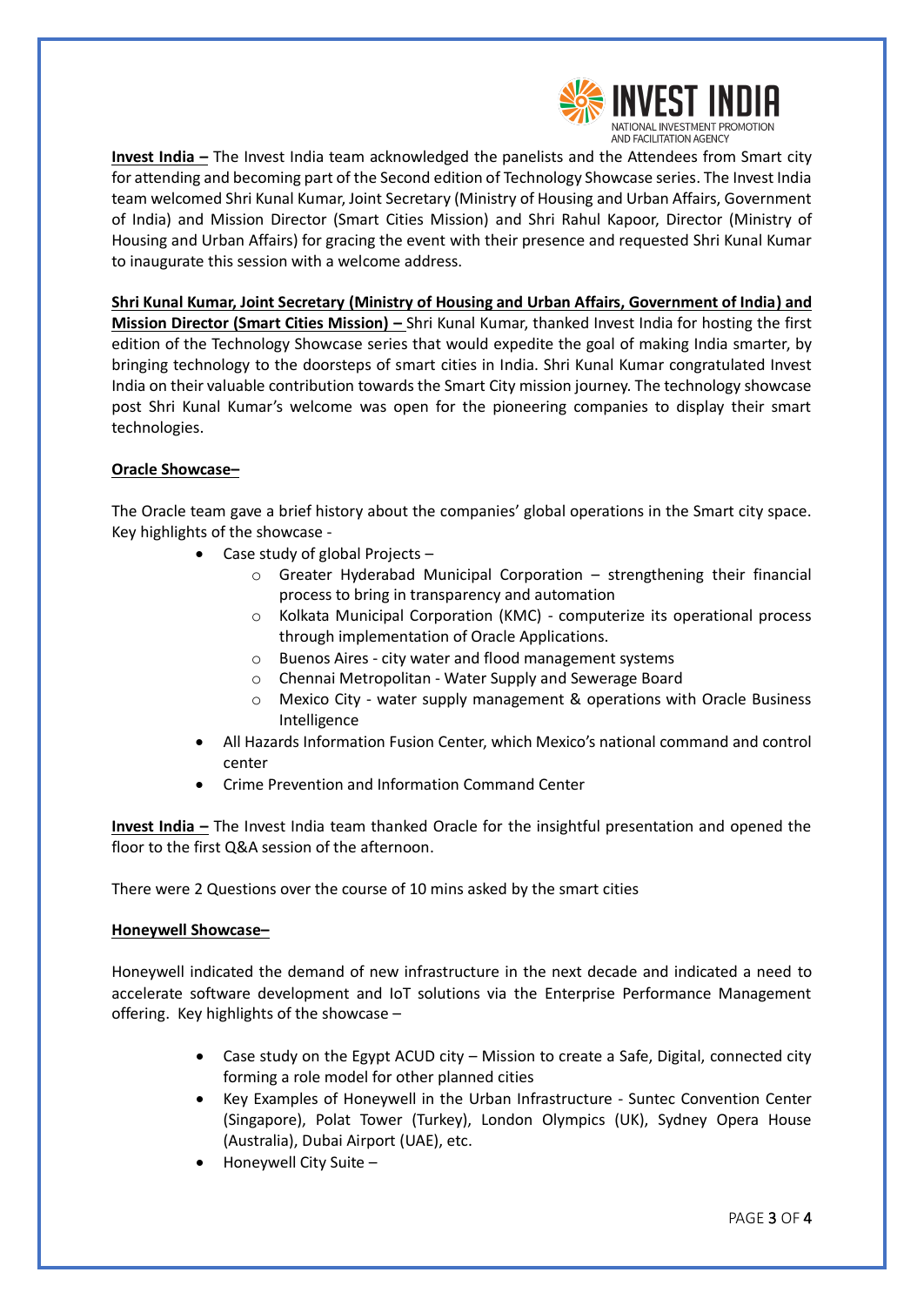**Invest India –** The Invest India team acknowledged the panelists and the Attendees from Smart city for attending and becoming part of the Second edition of Technology Showcase series. The Invest India team welcomed Shri Kunal Kumar, Joint Secretary (Ministry of Housing and Urban Affairs, Government of India) and Mission Director (Smart Cities Mission) and Shri Rahul Kapoor, Director (Ministry of Housing and Urban Affairs) for gracing the event with their presence and requested Shri Kunal Kumar to inaugurate this session with a welcome address.

**Shri Kunal Kumar, Joint Secretary (Ministry of Housing and Urban Affairs, Government of India) and Mission Director (Smart Cities Mission) –** Shri Kunal Kumar, thanked Invest India for hosting the first edition of the Technology Showcase series that would expedite the goal of making India smarter, by bringing technology to the doorsteps of smart cities in India. Shri Kunal Kumar congratulated Invest India on their valuable contribution towards the Smart City mission journey. The technology showcase post Shri Kunal Kumar's welcome was open for the pioneering companies to display their smart technologies.

**Oracle Showcase–**

The Oracle team gave a brief history about the companies' global operations in the Smart city space. Key highlights of the showcase -

- Case study of global Projects –
  - Greater Hyderabad Municipal Corporation – strengthening their financial process to bring in transparency and automation
  - Kolkata Municipal Corporation (KMC) - computerize its operational process through implementation of Oracle Applications.
  - Buenos Aires - city water and flood management systems
  - Chennai Metropolitan - Water Supply and Sewerage Board
  - Mexico City - water supply management & operations with Oracle Business Intelligence
- All Hazards Information Fusion Center, which Mexico's national command and control center
- Crime Prevention and Information Command Center

**Invest India –** The Invest India team thanked Oracle for the insightful presentation and opened the floor to the first Q&A session of the afternoon.

There were 2 Questions over the course of 10 mins asked by the smart cities

**Honeywell Showcase–**

Honeywell indicated the demand of new infrastructure in the next decade and indicated a need to accelerate software development and IoT solutions via the Enterprise Performance Management offering. Key highlights of the showcase –

- Case study on the Egypt ACUD city – Mission to create a Safe, Digital, connected city forming a role model for other planned cities
- Key Examples of Honeywell in the Urban Infrastructure - Suntec Convention Center (Singapore), Polat Tower (Turkey), London Olympics (UK), Sydney Opera House (Australia), Dubai Airport (UAE), etc.
- Honeywell City Suite –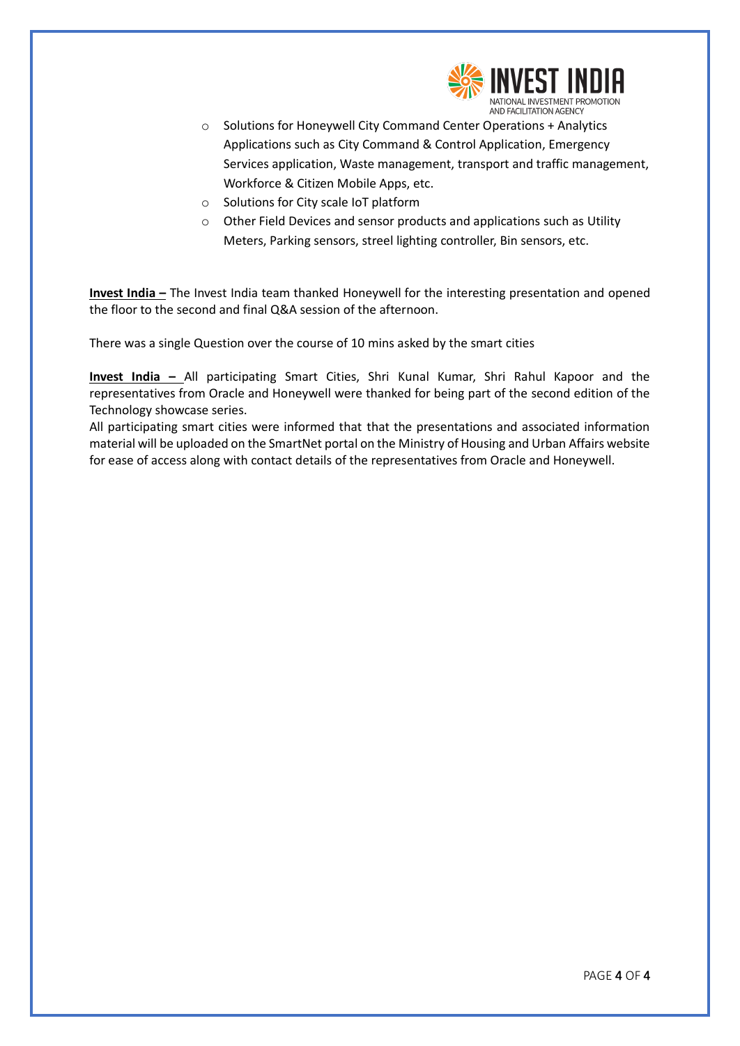- Solutions for Honeywell City Command Center Operations + Analytics Applications such as City Command & Control Application, Emergency Services application, Waste management, transport and traffic management, Workforce & Citizen Mobile Apps, etc.
- Solutions for City scale IoT platform
- Other Field Devices and sensor products and applications such as Utility Meters, Parking sensors, streel lighting controller, Bin sensors, etc.

**Invest India –** The Invest India team thanked Honeywell for the interesting presentation and opened the floor to the second and final Q&A session of the afternoon.

There was a single Question over the course of 10 mins asked by the smart cities

**Invest India –** All participating Smart Cities, Shri Kunal Kumar, Shri Rahul Kapoor and the representatives from Oracle and Honeywell were thanked for being part of the second edition of the Technology showcase series.

All participating smart cities were informed that that the presentations and associated information material will be uploaded on the SmartNet portal on the Ministry of Housing and Urban Affairs website for ease of access along with contact details of the representatives from Oracle and Honeywell.